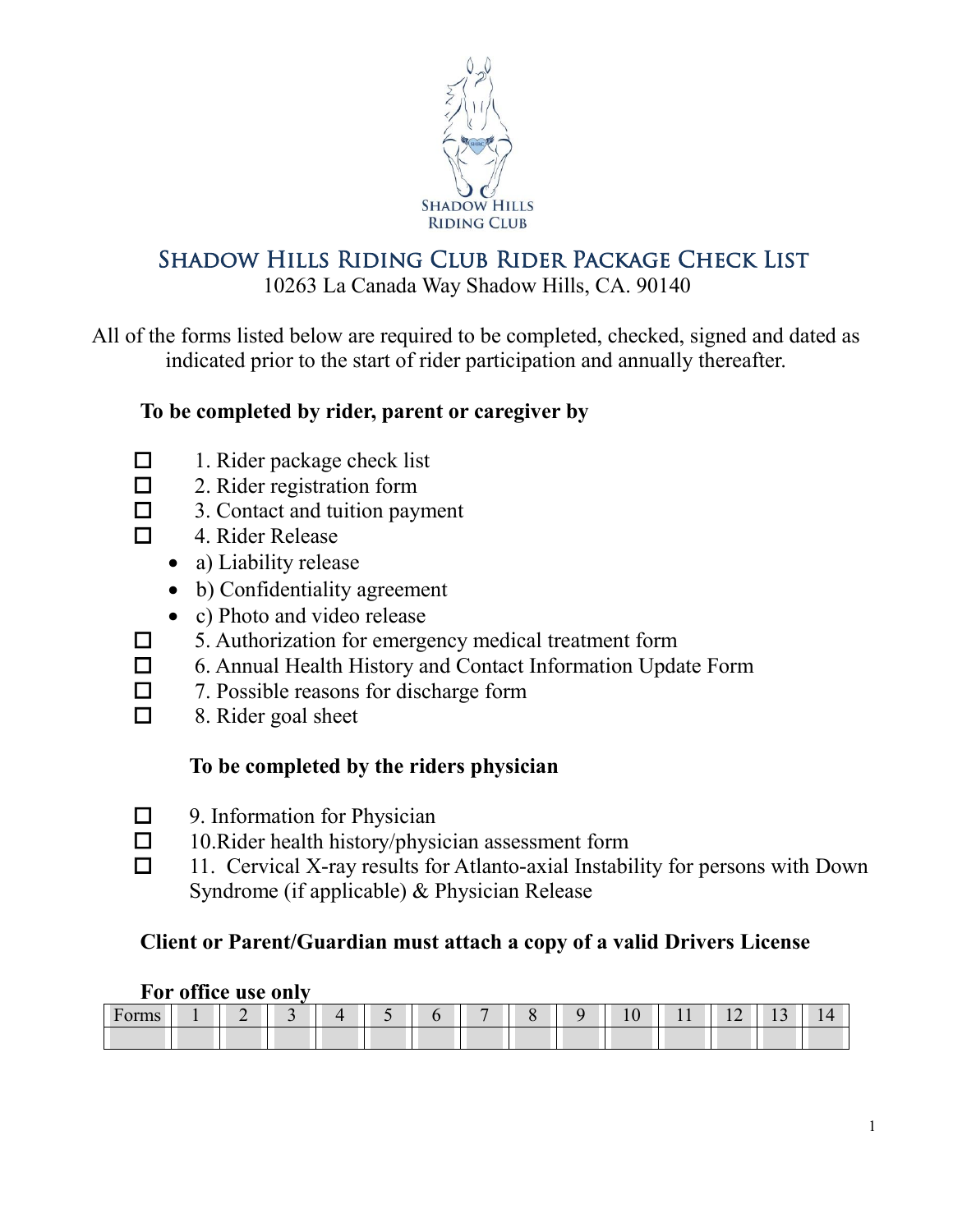Shadow Hills Riding Club

# Shadow Hills Riding Club Rider Package Check List

10263 La Canada Way Shadow Hills, CA. 90140

All of the forms listed below are required to be completed, checked, signed and dated as indicated prior to the start of rider participation and annually thereafter.

**To be completed by rider, parent or caregiver by**

- ☐ 1. Rider package check list
- ☐ 2. Rider registration form
- ☐ 3. Contact and tuition payment
- ☐ 4. Rider Release
  - a) Liability release
  - b) Confidentiality agreement
  - c) Photo and video release
- ☐ 5. Authorization for emergency medical treatment form
- ☐ 6. Annual Health History and Contact Information Update Form
- ☐ 7. Possible reasons for discharge form
- ☐ 8. Rider goal sheet

**To be completed by the riders physician**

- ☐ 9. Information for Physician
- ☐ 10.Rider health history/physician assessment form
- ☐ 11. Cervical X-ray results for Atlanto-axial Instability for persons with Down Syndrome (if applicable) & Physician Release

**Client or Parent/Guardian must attach a copy of a valid Drivers License**

**For office use only**

| Forms | 1 | 2 | 3 | 4 | 5 | 6 | 7 | 8 | 9 | 10 | 11 | 12 | 13 | 14 |
|---|---|---|---|---|---|---|---|---|---|---|---|---|---|---|
| | | | | | | | | | | | | | | |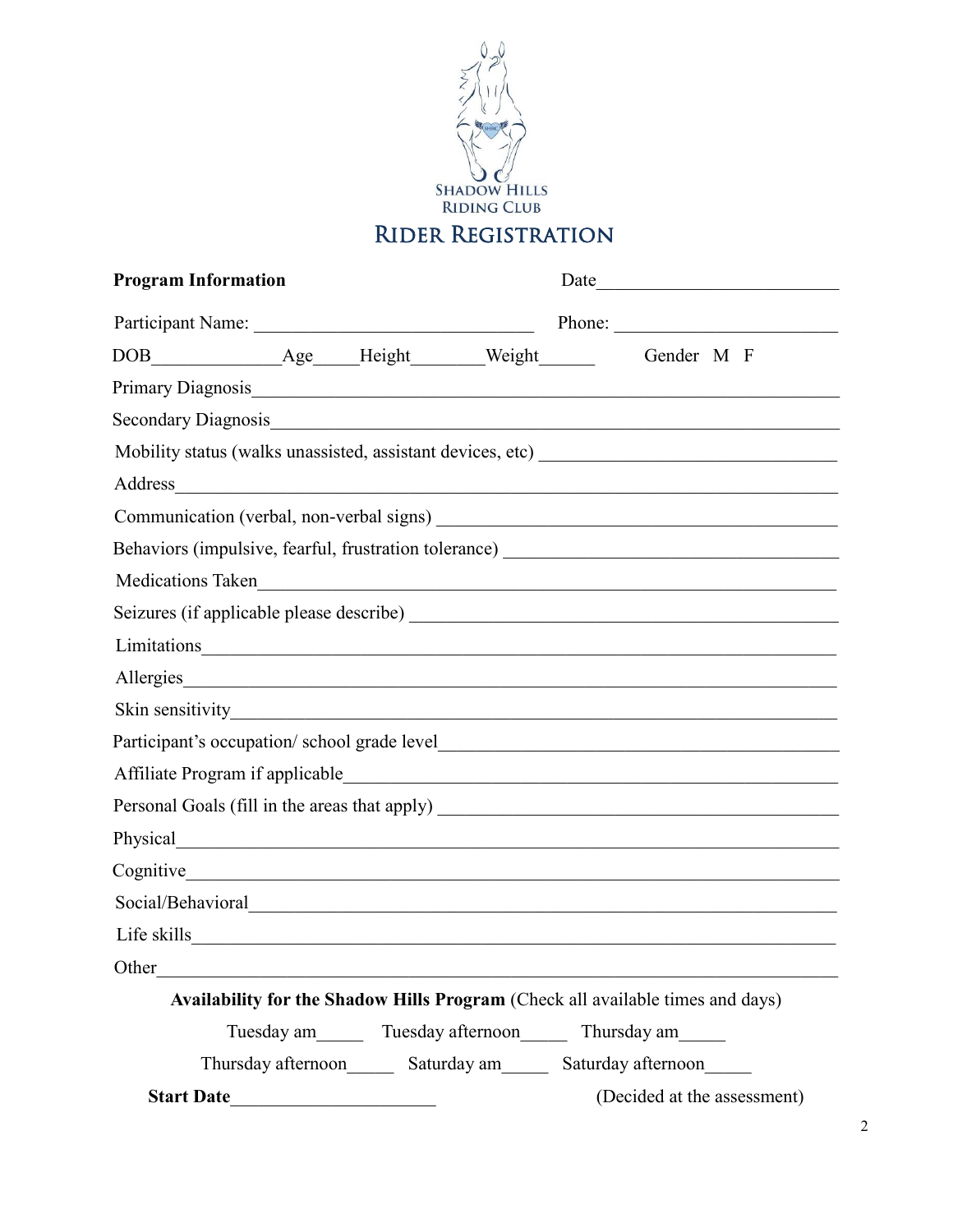Shadow Hills Riding Club

# Rider Registration

**Program Information** Date__________________________

Participant Name: ______________________________ Phone: ________________________

DOB_____________Age_____Height________Weight______ Gender M F

Primary Diagnosis_____________________________________________________________

Secondary Diagnosis___________________________________________________________

Mobility status (walks unassisted, assistant devices, etc) ______________________________

Address______________________________________________________________________

Communication (verbal, non-verbal signs) __________________________________________

Behaviors (impulsive, fearful, frustration tolerance) ___________________________________

Medications Taken_____________________________________________________________

Seizures (if applicable please describe) _____________________________________________

Limitations___________________________________________________________________

Allergies_____________________________________________________________________

Skin sensitivity_______________________________________________________________

Participant's occupation/ school grade level__________________________________________

Affiliate Program if applicable___________________________________________________

Personal Goals (fill in the areas that apply) __________________________________________

Physical_____________________________________________________________________

Cognitive____________________________________________________________________

Social/Behavioral______________________________________________________________

Life skills____________________________________________________________________

Other________________________________________________________________________

**Availability for the Shadow Hills Program** (Check all available times and days)

Tuesday am_____ Tuesday afternoon_____ Thursday am_____

Thursday afternoon_____ Saturday am_____ Saturday afternoon_____

**Start Date**_____________________ (Decided at the assessment)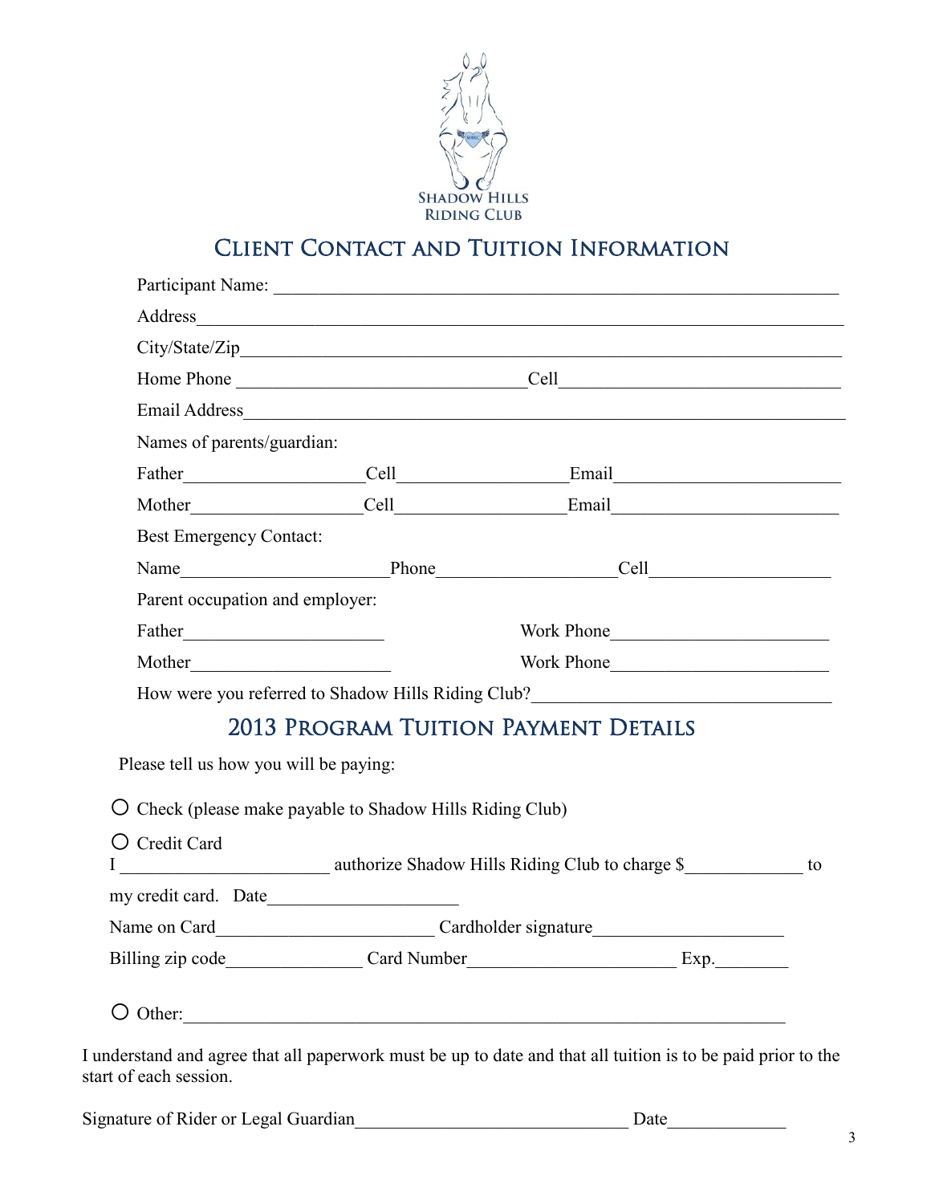SHADOW HILLS
RIDING CLUB

# Client Contact and Tuition Information

Participant Name: ________________________________________________

Address________________________________________________

City/State/Zip________________________________________________

Home Phone ______________________ Cell______________________

Email Address________________________________________________

Names of parents/guardian:

Father______________ Cell____________ Email________________

Mother______________ Cell____________ Email________________

Best Emergency Contact:

Name________________ Phone______________ Cell______________

Parent occupation and employer:

Father________________ Work Phone________________

Mother________________ Work Phone________________

How were you referred to Shadow Hills Riding Club?______________________

## 2013 Program Tuition Payment Details

Please tell us how you will be paying:

○ Check (please make payable to Shadow Hills Riding Club)

○ Credit Card

I ________________ authorize Shadow Hills Riding Club to charge $__________ to my credit card. Date______________

Name on Card________________ Cardholder signature______________

Billing zip code__________ Card Number________________ Exp.______

○ Other:________________________________________________

I understand and agree that all paperwork must be up to date and that all tuition is to be paid prior to the start of each session.

Signature of Rider or Legal Guardian______________________ Date__________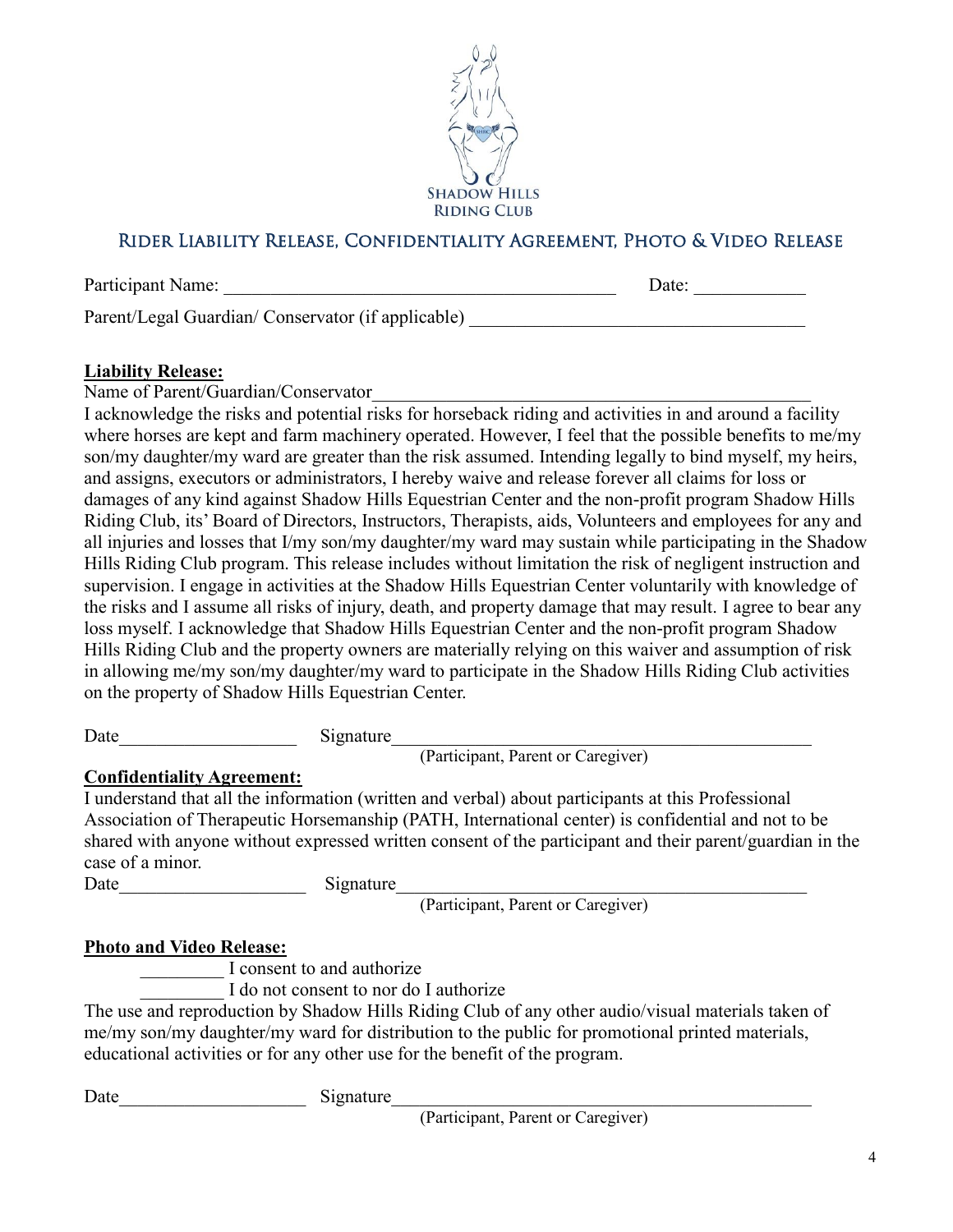SHADOW HILLS
RIDING CLUB

## Rider Liability Release, Confidentiality Agreement, Photo & Video Release

Participant Name: ___________________________________________ Date: ____________

Parent/Legal Guardian/ Conservator (if applicable) ___________________________________

**Liability Release:**

Name of Parent/Guardian/Conservator_________________________________________________

I acknowledge the risks and potential risks for horseback riding and activities in and around a facility where horses are kept and farm machinery operated. However, I feel that the possible benefits to me/my son/my daughter/my ward are greater than the risk assumed. Intending legally to bind myself, my heirs, and assigns, executors or administrators, I hereby waive and release forever all claims for loss or damages of any kind against Shadow Hills Equestrian Center and the non-profit program Shadow Hills Riding Club, its' Board of Directors, Instructors, Therapists, aids, Volunteers and employees for any and all injuries and losses that I/my son/my daughter/my ward may sustain while participating in the Shadow Hills Riding Club program. This release includes without limitation the risk of negligent instruction and supervision. I engage in activities at the Shadow Hills Equestrian Center voluntarily with knowledge of the risks and I assume all risks of injury, death, and property damage that may result. I agree to bear any loss myself. I acknowledge that Shadow Hills Equestrian Center and the non-profit program Shadow Hills Riding Club and the property owners are materially relying on this waiver and assumption of risk in allowing me/my son/my daughter/my ward to participate in the Shadow Hills Riding Club activities on the property of Shadow Hills Equestrian Center.

Date___________________ Signature______________________________________________
(Participant, Parent or Caregiver)

**Confidentiality Agreement:**

I understand that all the information (written and verbal) about participants at this Professional Association of Therapeutic Horsemanship (PATH, International center) is confidential and not to be shared with anyone without expressed written consent of the participant and their parent/guardian in the case of a minor.

Date____________________ Signature_____________________________________________
(Participant, Parent or Caregiver)

**Photo and Video Release:**

_________ I consent to and authorize

_________ I do not consent to nor do I authorize

The use and reproduction by Shadow Hills Riding Club of any other audio/visual materials taken of me/my son/my daughter/my ward for distribution to the public for promotional printed materials, educational activities or for any other use for the benefit of the program.

Date____________________ Signature______________________________________________
(Participant, Parent or Caregiver)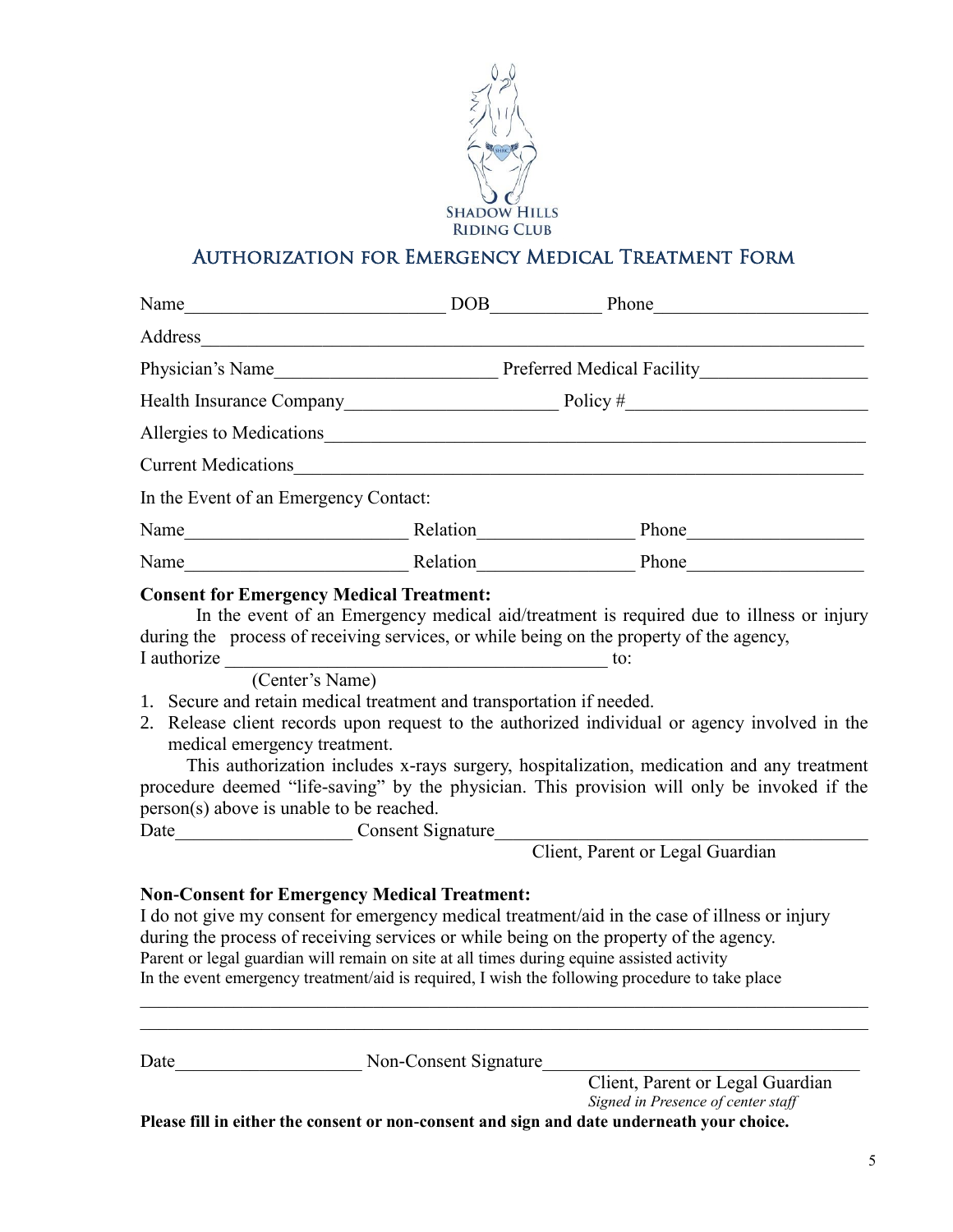SHADOW HILLS
RIDING CLUB

# Authorization for Emergency Medical Treatment Form

Name_____________________________ DOB____________ Phone_______________________

Address___________________________________________________________________________

Physician's Name________________________ Preferred Medical Facility__________________

Health Insurance Company_______________________ Policy #__________________________

Allergies to Medications______________________________________________________________

Current Medications__________________________________________________________________

In the Event of an Emergency Contact:

Name________________________ Relation_________________ Phone____________________

Name________________________ Relation_________________ Phone____________________

**Consent for Emergency Medical Treatment:**

In the event of an Emergency medical aid/treatment is required due to illness or injury during the process of receiving services, or while being on the property of the agency, I authorize __________________________________________ to:
(Center's Name)

1. Secure and retain medical treatment and transportation if needed.
2. Release client records upon request to the authorized individual or agency involved in the medical emergency treatment.

This authorization includes x-rays surgery, hospitalization, medication and any treatment procedure deemed "life-saving" by the physician. This provision will only be invoked if the person(s) above is unable to be reached.

Date___________________ Consent Signature_________________________________________
Client, Parent or Legal Guardian

**Non-Consent for Emergency Medical Treatment:**

I do not give my consent for emergency medical treatment/aid in the case of illness or injury during the process of receiving services or while being on the property of the agency.
Parent or legal guardian will remain on site at all times during equine assisted activity
In the event emergency treatment/aid is required, I wish the following procedure to take place

_________________________________________________________________________________

_________________________________________________________________________________

Date____________________ Non-Consent Signature________________________________
Client, Parent or Legal Guardian
*Signed in Presence of center staff*

**Please fill in either the consent or non-consent and sign and date underneath your choice.**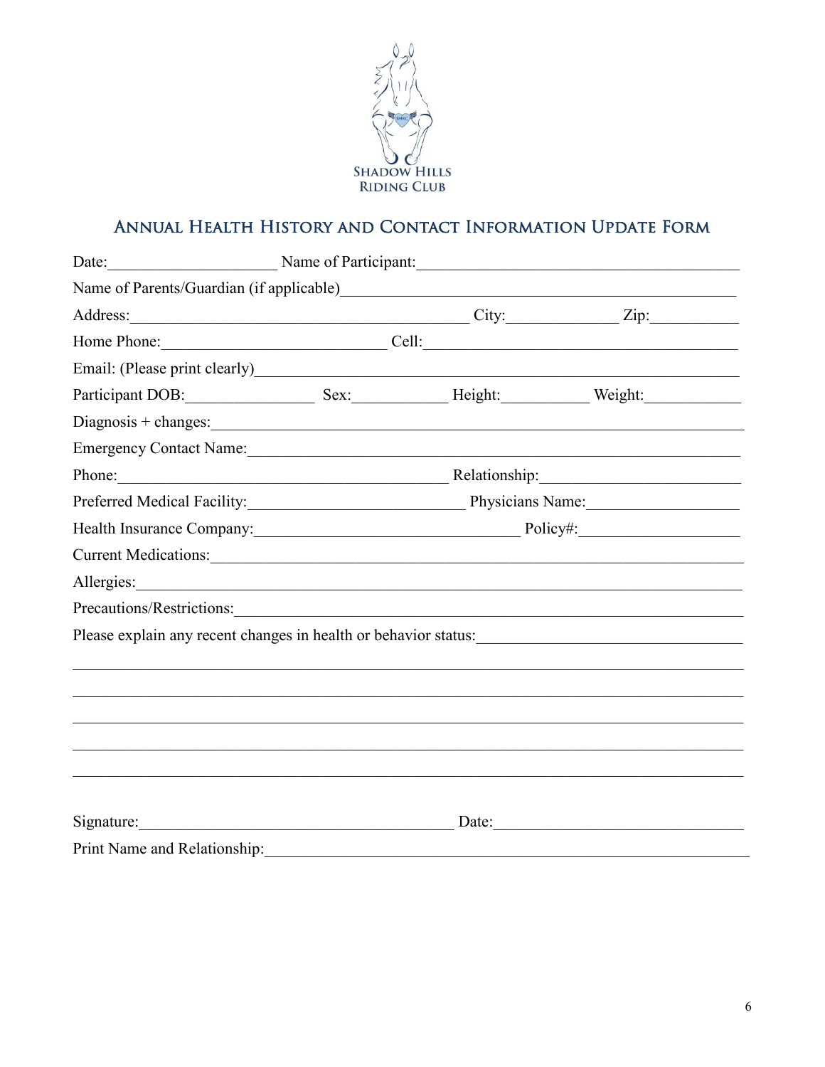SHADOW HILLS
RIDING CLUB

## Annual Health History and Contact Information Update Form

Date:____________________ Name of Participant:______________________________________

Name of Parents/Guardian (if applicable)_____________________________________________

Address:________________________________________ City:_____________ Zip:__________

Home Phone:__________________________ Cell:____________________________________

Email: (Please print clearly)________________________________________________________

Participant DOB:______________ Sex:__________ Height:__________ Weight:___________

Diagnosis + changes:______________________________________________________________

Emergency Contact Name:__________________________________________________________

Phone:________________________________________ Relationship:______________________

Preferred Medical Facility:_________________________ Physicians Name:__________________

Health Insurance Company:_______________________________ Policy#:__________________

Current Medications:______________________________________________________________

Allergies:_______________________________________________________________________

Precautions/Restrictions:___________________________________________________________

Please explain any recent changes in health or behavior status:_____________________________

_______________________________________________________________________________

_______________________________________________________________________________

_______________________________________________________________________________

_______________________________________________________________________________

_______________________________________________________________________________

Signature:______________________________________ Date:_____________________________

Print Name and Relationship:_________________________________________________________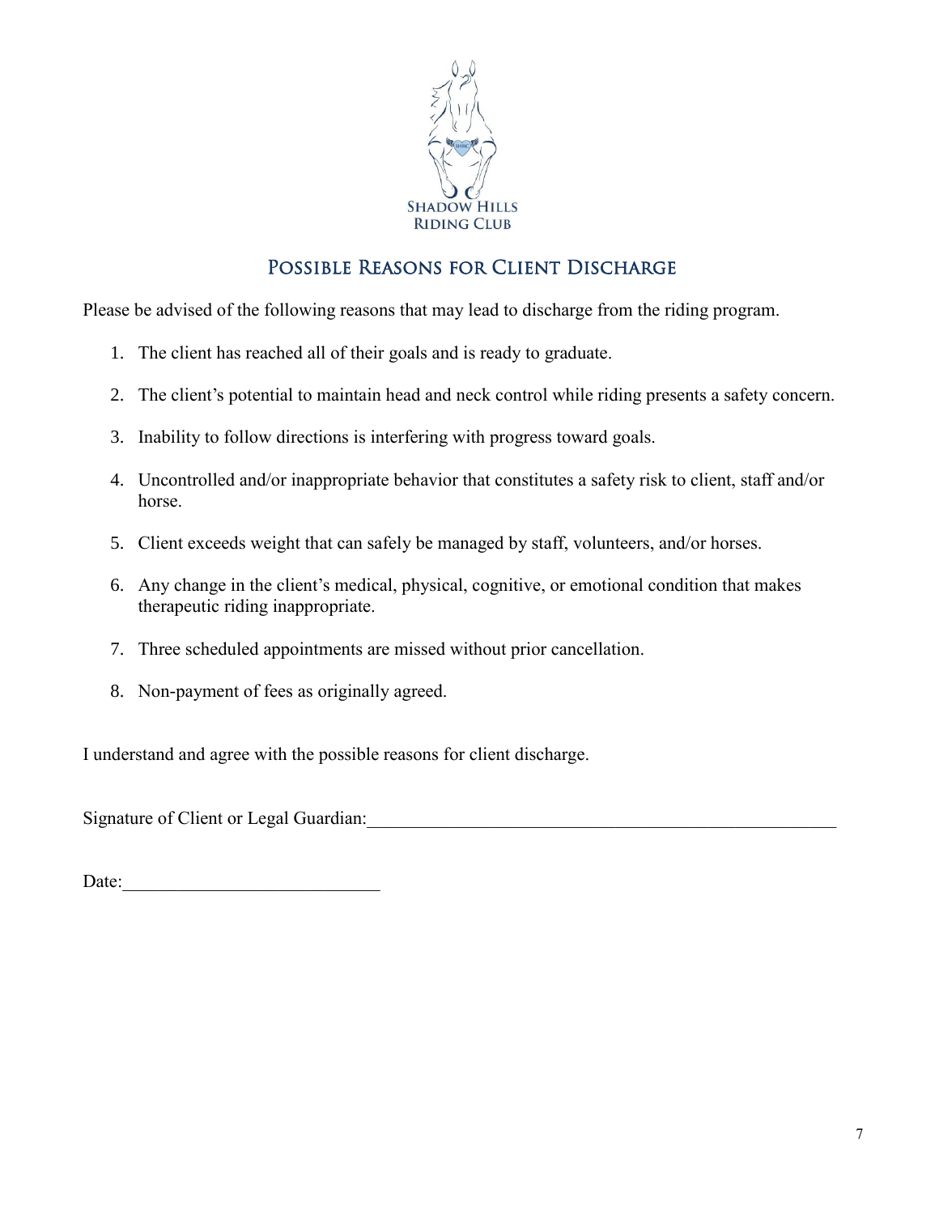Shadow Hills
Riding Club

# Possible Reasons for Client Discharge

Please be advised of the following reasons that may lead to discharge from the riding program.

1. The client has reached all of their goals and is ready to graduate.
2. The client's potential to maintain head and neck control while riding presents a safety concern.
3. Inability to follow directions is interfering with progress toward goals.
4. Uncontrolled and/or inappropriate behavior that constitutes a safety risk to client, staff and/or horse.
5. Client exceeds weight that can safely be managed by staff, volunteers, and/or horses.
6. Any change in the client's medical, physical, cognitive, or emotional condition that makes therapeutic riding inappropriate.
7. Three scheduled appointments are missed without prior cancellation.
8. Non-payment of fees as originally agreed.

I understand and agree with the possible reasons for client discharge.

Signature of Client or Legal Guardian:_____________________________________________________

Date:____________________________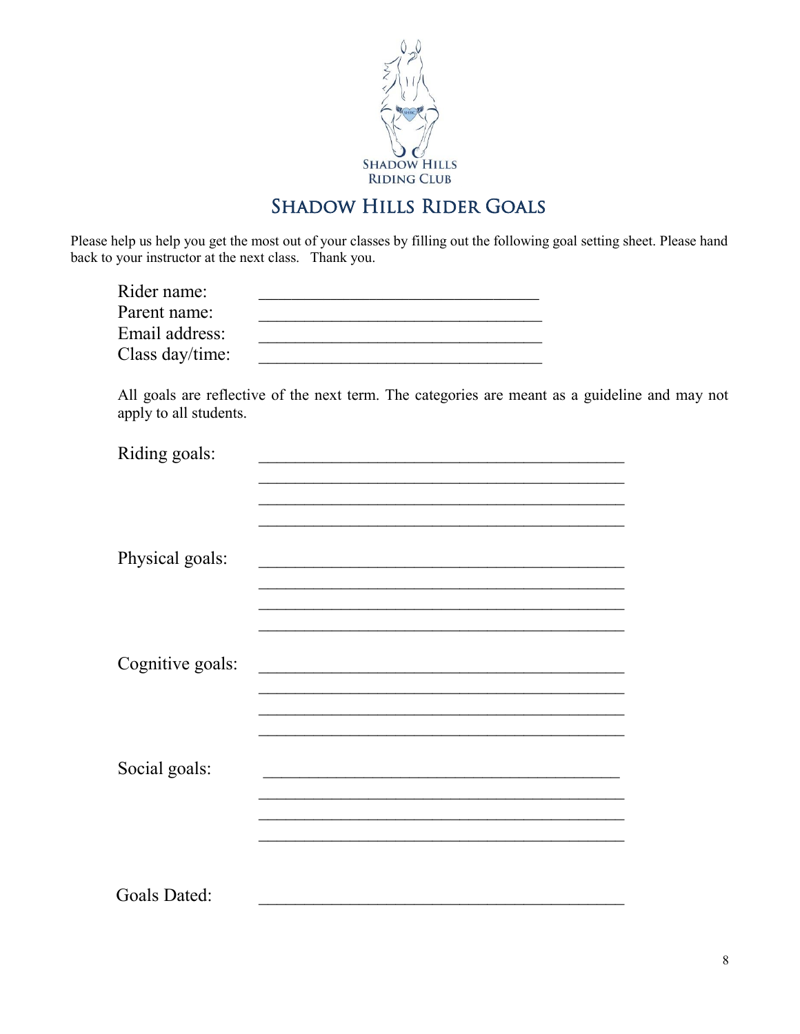Shadow Hills Riding Club

# Shadow Hills Rider Goals

Please help us help you get the most out of your classes by filling out the following goal setting sheet. Please hand back to your instructor at the next class. Thank you.

Rider name: ______________________________

Parent name: ______________________________

Email address: ______________________________

Class day/time: ______________________________

All goals are reflective of the next term. The categories are meant as a guideline and may not apply to all students.

Riding goals: ________________________________________

________________________________________

________________________________________

________________________________________

Physical goals: ________________________________________

________________________________________

________________________________________

________________________________________

Cognitive goals: ________________________________________

________________________________________

________________________________________

________________________________________

Social goals: ________________________________________

________________________________________

________________________________________

________________________________________

Goals Dated: ________________________________________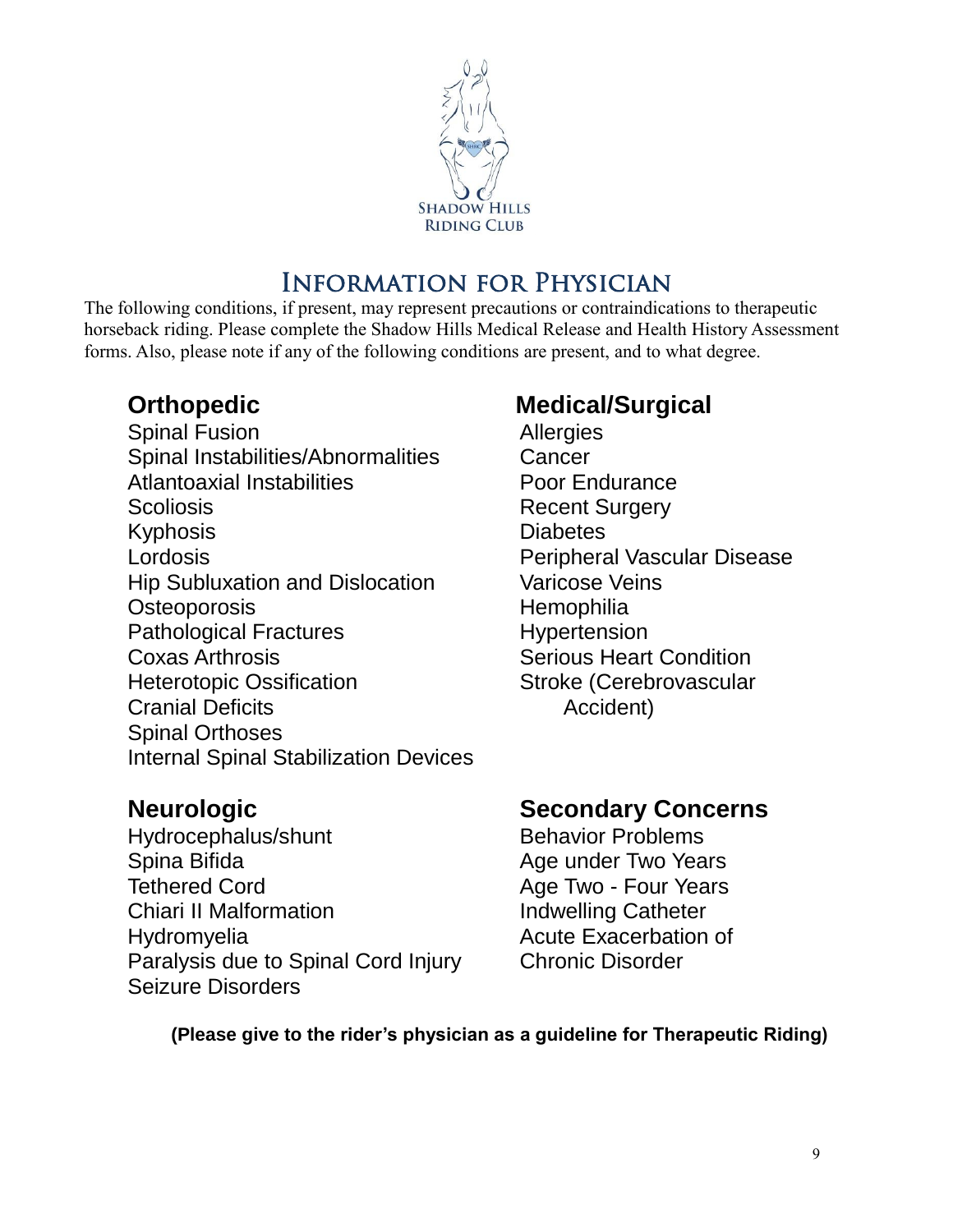Shadow Hills Riding Club

# Information for Physician

The following conditions, if present, may represent precautions or contraindications to therapeutic horseback riding. Please complete the Shadow Hills Medical Release and Health History Assessment forms. Also, please note if any of the following conditions are present, and to what degree.

## Orthopedic

Spinal Fusion
Spinal Instabilities/Abnormalities
Atlantoaxial Instabilities
Scoliosis
Kyphosis
Lordosis
Hip Subluxation and Dislocation
Osteoporosis
Pathological Fractures
Coxas Arthrosis
Heterotopic Ossification
Cranial Deficits
Spinal Orthoses
Internal Spinal Stabilization Devices

## Medical/Surgical

Allergies
Cancer
Poor Endurance
Recent Surgery
Diabetes
Peripheral Vascular Disease
Varicose Veins
Hemophilia
Hypertension
Serious Heart Condition
Stroke (Cerebrovascular Accident)

## Neurologic

Hydrocephalus/shunt
Spina Bifida
Tethered Cord
Chiari II Malformation
Hydromyelia
Paralysis due to Spinal Cord Injury
Seizure Disorders

## Secondary Concerns

Behavior Problems
Age under Two Years
Age Two - Four Years
Indwelling Catheter
Acute Exacerbation of Chronic Disorder

**(Please give to the rider's physician as a guideline for Therapeutic Riding)**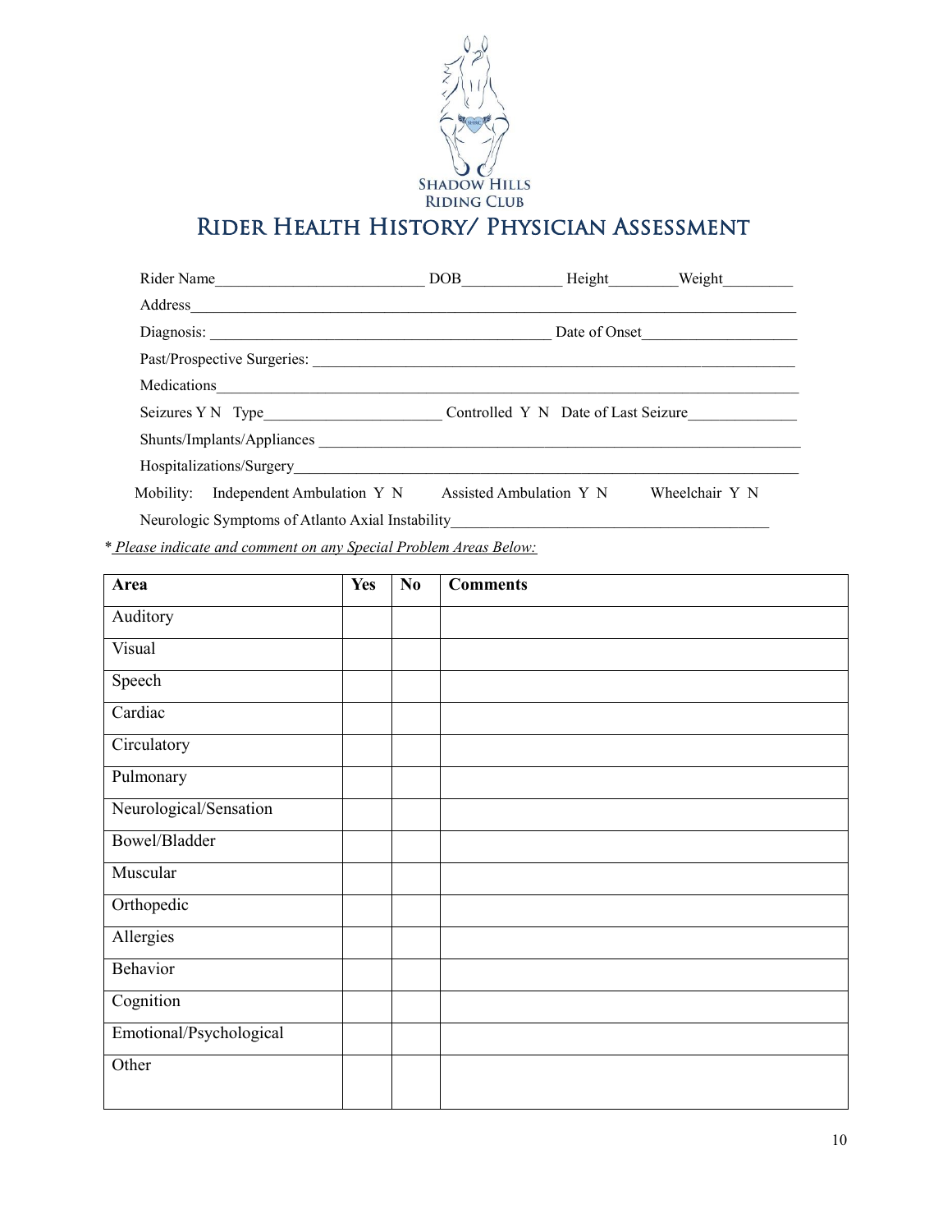Shadow Hills
Riding Club

# Rider Health History/ Physician Assessment

Rider Name__________________________ DOB_____________ Height_________Weight_________

Address_____________________________________________________________________________

Diagnosis: _____________________________________________ Date of Onset____________________

Past/Prospective Surgeries: ___________________________________________________________________

Medications__________________________________________________________________________

Seizures Y N Type_______________________ Controlled Y N Date of Last Seizure______________

Shunts/Implants/Appliances ___________________________________________________________________

Hospitalizations/Surgery_______________________________________________________________________

Mobility: Independent Ambulation Y N Assisted Ambulation Y N Wheelchair Y N

Neurologic Symptoms of Atlanto Axial Instability_________________________________________

*_Please indicate and comment on any Special Problem Areas Below:_

| Area | Yes | No | Comments |
|---|---|---|---|
| Auditory | | | |
| Visual | | | |
| Speech | | | |
| Cardiac | | | |
| Circulatory | | | |
| Pulmonary | | | |
| Neurological/Sensation | | | |
| Bowel/Bladder | | | |
| Muscular | | | |
| Orthopedic | | | |
| Allergies | | | |
| Behavior | | | |
| Cognition | | | |
| Emotional/Psychological | | | |
| Other | | | |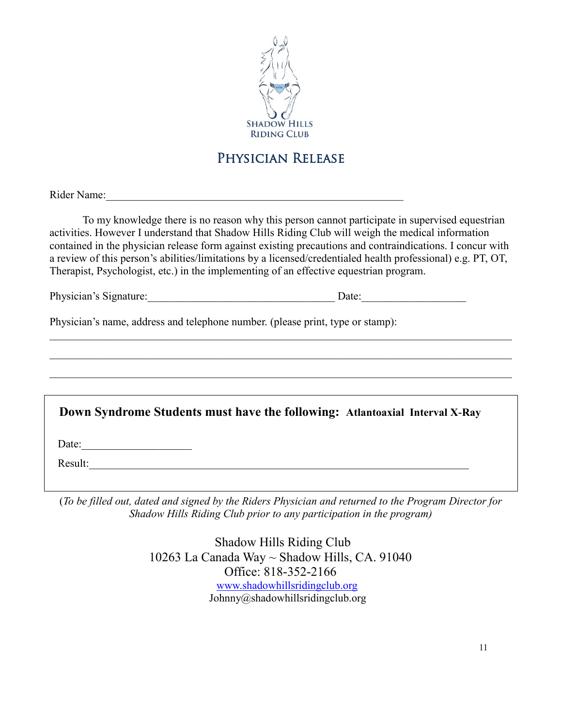SHADOW HILLS
RIDING CLUB

# PHYSICIAN RELEASE

Rider Name:_______________________________________________________

To my knowledge there is no reason why this person cannot participate in supervised equestrian activities. However I understand that Shadow Hills Riding Club will weigh the medical information contained in the physician release form against existing precautions and contraindications. I concur with a review of this person's abilities/limitations by a licensed/credentialed health professional) e.g. PT, OT, Therapist, Psychologist, etc.) in the implementing of an effective equestrian program.

Physician's Signature:_________________________________ Date:__________________

Physician's name, address and telephone number. (please print, type or stamp):

_______________________________________________________________________________

_______________________________________________________________________________

_______________________________________________________________________________

**Down Syndrome Students must have the following: Atlantoaxial Interval X-Ray**

Date:__________________

Result:_________________________________________________________________

(*To be filled out, dated and signed by the Riders Physician and returned to the Program Director for Shadow Hills Riding Club prior to any participation in the program)*

Shadow Hills Riding Club
10263 La Canada Way ~ Shadow Hills, CA. 91040
Office: 818-352-2166
www.shadowhillsridingclub.org
Johnny@shadowhillsridingclub.org